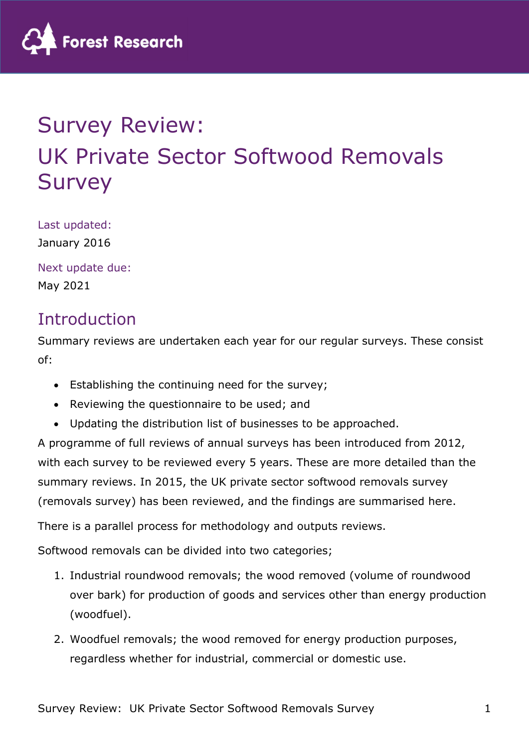# Survey Review:
# UK Private Sector Softwood Removals Survey

Last updated:

January 2016

Next update due:

May 2021

## Introduction

Summary reviews are undertaken each year for our regular surveys. These consist of:

- Establishing the continuing need for the survey;
- Reviewing the questionnaire to be used; and
- Updating the distribution list of businesses to be approached.

A programme of full reviews of annual surveys has been introduced from 2012, with each survey to be reviewed every 5 years. These are more detailed than the summary reviews. In 2015, the UK private sector softwood removals survey (removals survey) has been reviewed, and the findings are summarised here.

There is a parallel process for methodology and outputs reviews.

Softwood removals can be divided into two categories;

1. Industrial roundwood removals; the wood removed (volume of roundwood over bark) for production of goods and services other than energy production (woodfuel).
2. Woodfuel removals; the wood removed for energy production purposes, regardless whether for industrial, commercial or domestic use.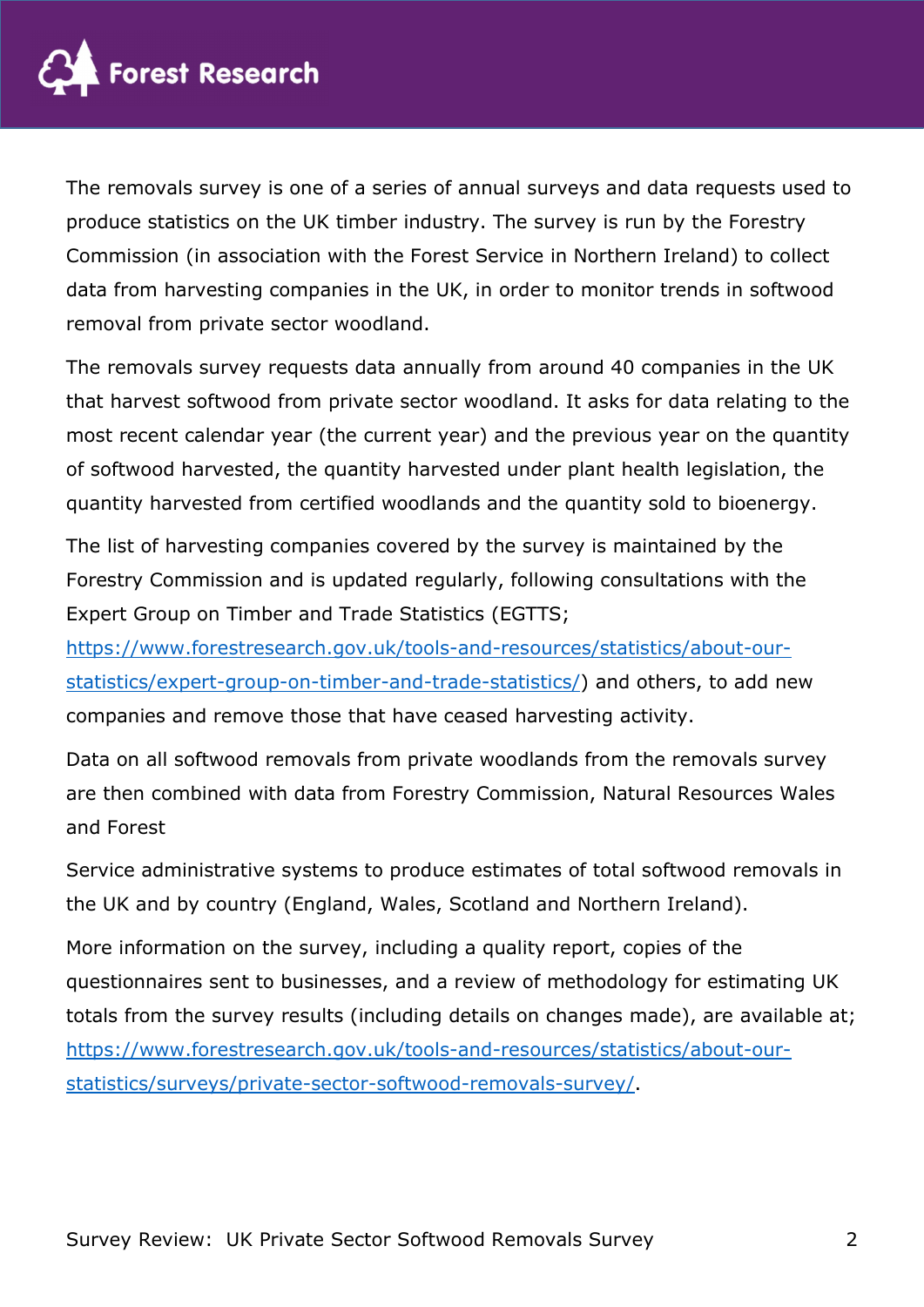The removals survey is one of a series of annual surveys and data requests used to produce statistics on the UK timber industry. The survey is run by the Forestry Commission (in association with the Forest Service in Northern Ireland) to collect data from harvesting companies in the UK, in order to monitor trends in softwood removal from private sector woodland.

The removals survey requests data annually from around 40 companies in the UK that harvest softwood from private sector woodland. It asks for data relating to the most recent calendar year (the current year) and the previous year on the quantity of softwood harvested, the quantity harvested under plant health legislation, the quantity harvested from certified woodlands and the quantity sold to bioenergy.

The list of harvesting companies covered by the survey is maintained by the Forestry Commission and is updated regularly, following consultations with the Expert Group on Timber and Trade Statistics (EGTTS; https://www.forestresearch.gov.uk/tools-and-resources/statistics/about-our-statistics/expert-group-on-timber-and-trade-statistics/) and others, to add new companies and remove those that have ceased harvesting activity.

Data on all softwood removals from private woodlands from the removals survey are then combined with data from Forestry Commission, Natural Resources Wales and Forest

Service administrative systems to produce estimates of total softwood removals in the UK and by country (England, Wales, Scotland and Northern Ireland).

More information on the survey, including a quality report, copies of the questionnaires sent to businesses, and a review of methodology for estimating UK totals from the survey results (including details on changes made), are available at; https://www.forestresearch.gov.uk/tools-and-resources/statistics/about-our-statistics/surveys/private-sector-softwood-removals-survey/.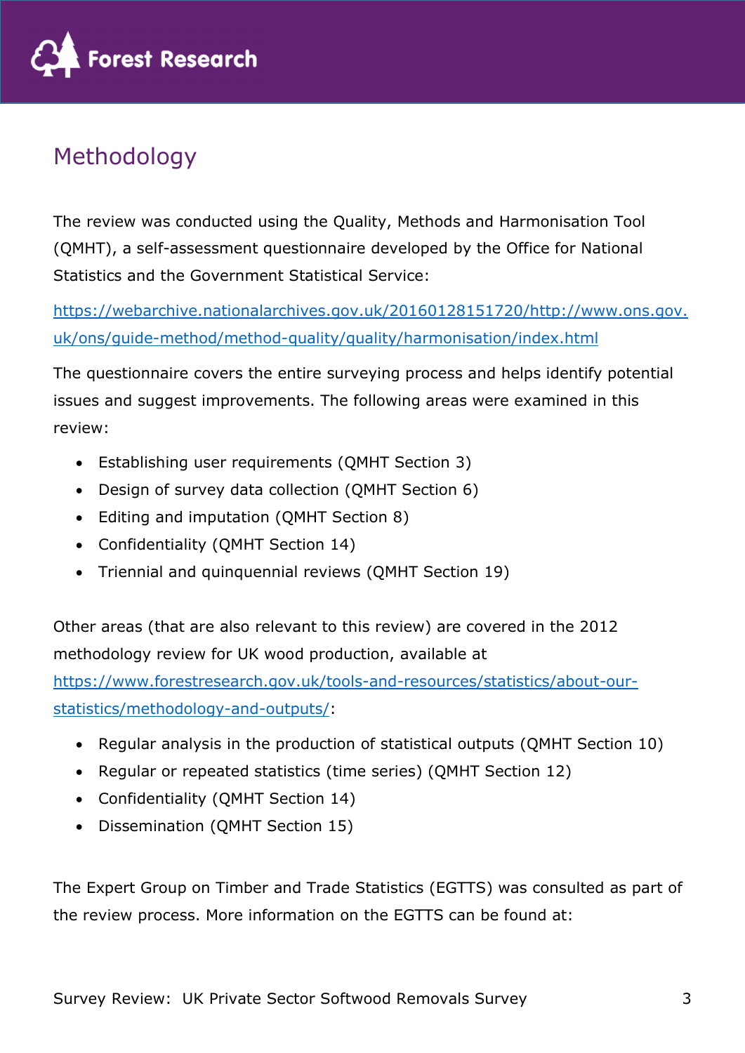## Methodology

The review was conducted using the Quality, Methods and Harmonisation Tool (QMHT), a self-assessment questionnaire developed by the Office for National Statistics and the Government Statistical Service:

https://webarchive.nationalarchives.gov.uk/20160128151720/http://www.ons.gov.uk/ons/guide-method/method-quality/quality/harmonisation/index.html

The questionnaire covers the entire surveying process and helps identify potential issues and suggest improvements. The following areas were examined in this review:

- Establishing user requirements (QMHT Section 3)
- Design of survey data collection (QMHT Section 6)
- Editing and imputation (QMHT Section 8)
- Confidentiality (QMHT Section 14)
- Triennial and quinquennial reviews (QMHT Section 19)

Other areas (that are also relevant to this review) are covered in the 2012 methodology review for UK wood production, available at https://www.forestresearch.gov.uk/tools-and-resources/statistics/about-our-statistics/methodology-and-outputs/:

- Regular analysis in the production of statistical outputs (QMHT Section 10)
- Regular or repeated statistics (time series) (QMHT Section 12)
- Confidentiality (QMHT Section 14)
- Dissemination (QMHT Section 15)

The Expert Group on Timber and Trade Statistics (EGTTS) was consulted as part of the review process. More information on the EGTTS can be found at: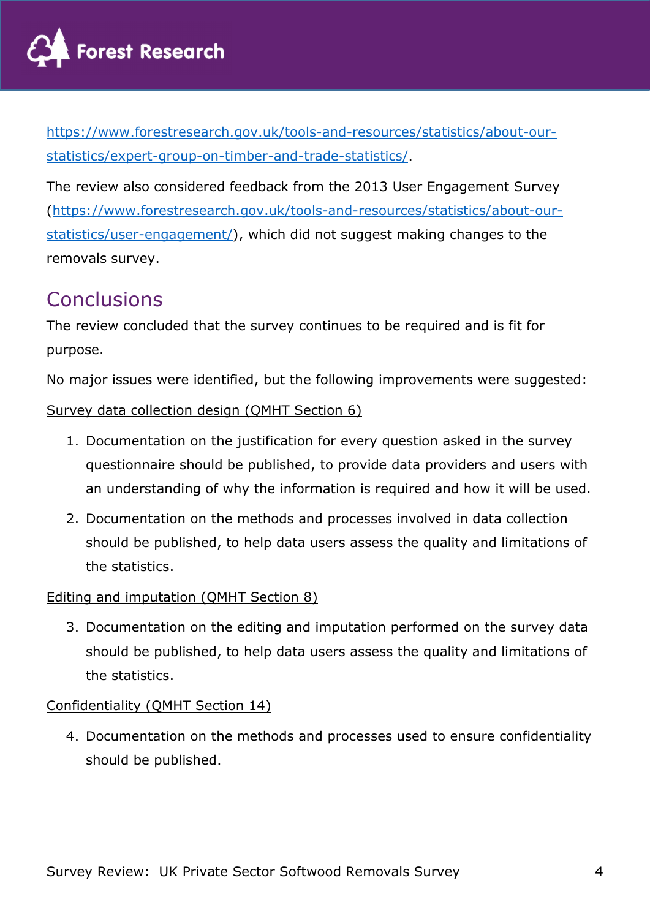https://www.forestresearch.gov.uk/tools-and-resources/statistics/about-our-statistics/expert-group-on-timber-and-trade-statistics/.

The review also considered feedback from the 2013 User Engagement Survey (https://www.forestresearch.gov.uk/tools-and-resources/statistics/about-our-statistics/user-engagement/), which did not suggest making changes to the removals survey.

## Conclusions

The review concluded that the survey continues to be required and is fit for purpose.

No major issues were identified, but the following improvements were suggested:

Survey data collection design (QMHT Section 6)

1. Documentation on the justification for every question asked in the survey questionnaire should be published, to provide data providers and users with an understanding of why the information is required and how it will be used.
2. Documentation on the methods and processes involved in data collection should be published, to help data users assess the quality and limitations of the statistics.

Editing and imputation (QMHT Section 8)

3. Documentation on the editing and imputation performed on the survey data should be published, to help data users assess the quality and limitations of the statistics.

Confidentiality (QMHT Section 14)

4. Documentation on the methods and processes used to ensure confidentiality should be published.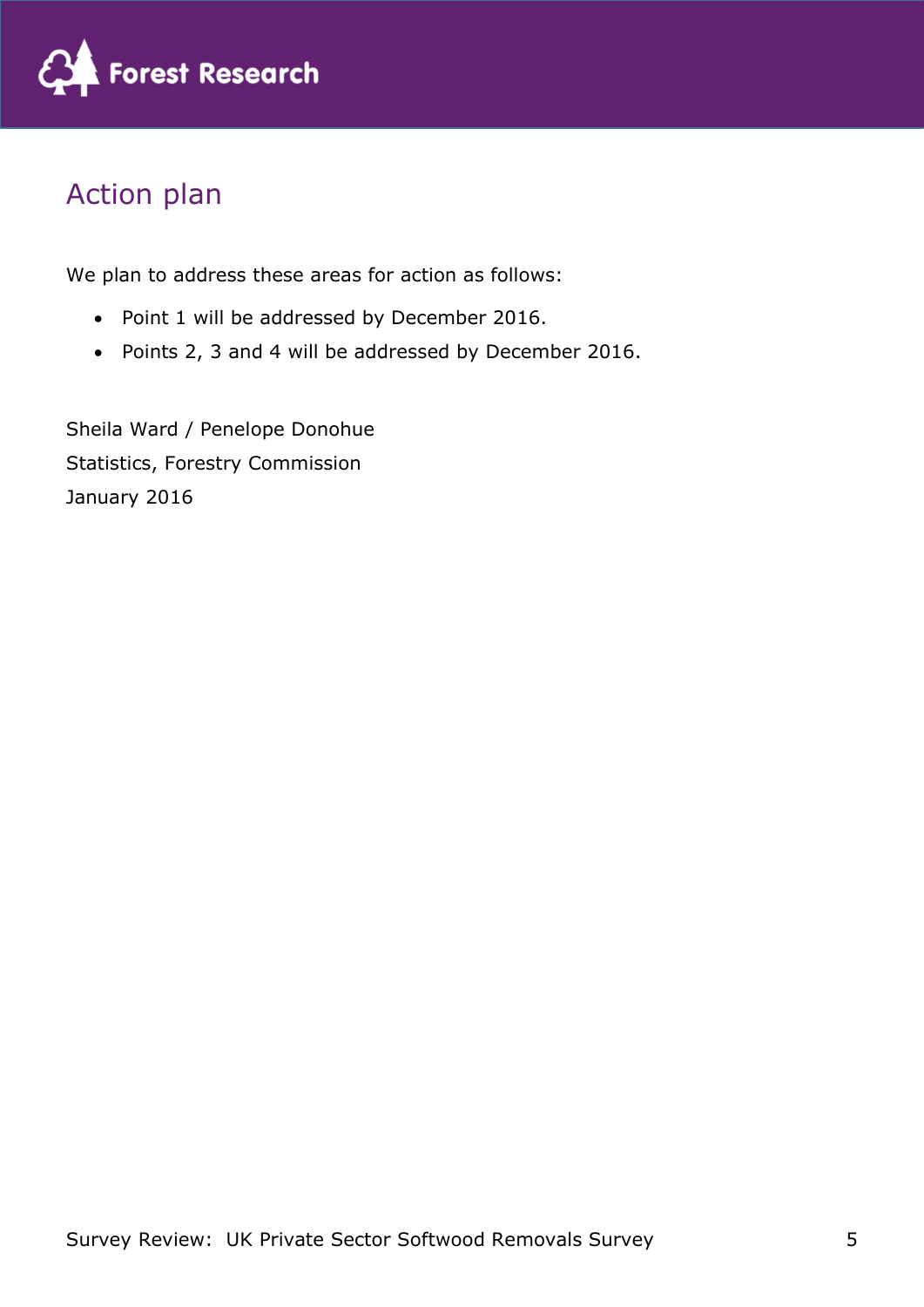## Action plan

We plan to address these areas for action as follows:

- Point 1 will be addressed by December 2016.
- Points 2, 3 and 4 will be addressed by December 2016.

Sheila Ward / Penelope Donohue

Statistics, Forestry Commission

January 2016